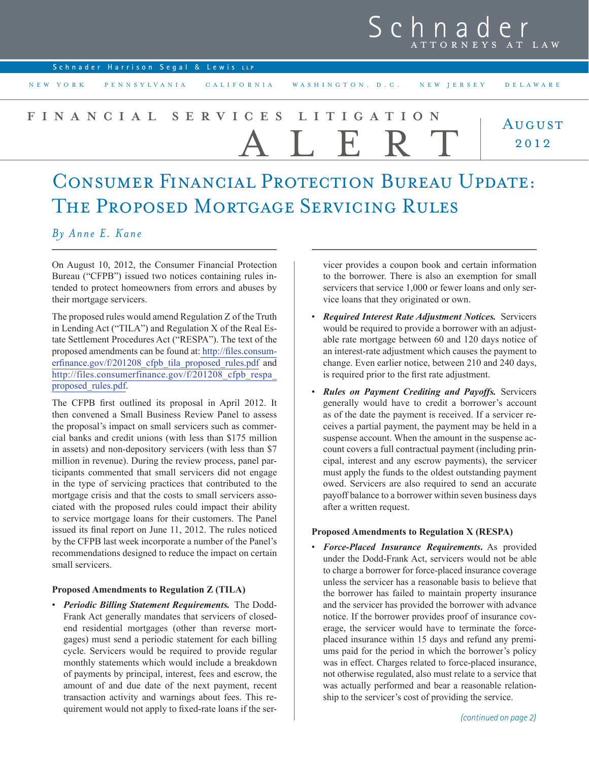Schnader ATTORNEYS AT LAW

Schnader Harrison Segal & Lewis LLP

NEW YORK PENNSYLVANIA CALIFORNIA WASHINGTON, D.C. NEW JERSEY DELAWARE

FINANCIAL SERVICES LITIGATION ALERT

August 2012

# Consumer Financial Protection Bureau Update: The Proposed Mortgage Servicing Rules

*By Anne E. Kane*

On August 10, 2012, the Consumer Financial Protection Bureau ("CFPB") issued two notices containing rules intended to protect homeowners from errors and abuses by their mortgage servicers.

The proposed rules would amend Regulation Z of the Truth in Lending Act ("TILA") and Regulation X of the Real Estate Settlement Procedures Act ("RESPA"). The text of the proposed amendments can be found at: http://files.consumerfinance.gov/f/201208_cfpb_tila_proposed_rules.pdf and http://files.consumerfinance.gov/f/201208_cfpb_respa_proposed_rules.pdf.

The CFPB first outlined its proposal in April 2012. It then convened a Small Business Review Panel to assess the proposal's impact on small servicers such as commercial banks and credit unions (with less than $175 million in assets) and non-depository servicers (with less than $7 million in revenue). During the review process, panel participants commented that small servicers did not engage in the type of servicing practices that contributed to the mortgage crisis and that the costs to small servicers associated with the proposed rules could impact their ability to service mortgage loans for their customers. The Panel issued its final report on June 11, 2012. The rules noticed by the CFPB last week incorporate a number of the Panel's recommendations designed to reduce the impact on certain small servicers.

**Proposed Amendments to Regulation Z (TILA)**

- ***Periodic Billing Statement Requirements.*** The Dodd-Frank Act generally mandates that servicers of closed-end residential mortgages (other than reverse mortgages) must send a periodic statement for each billing cycle. Servicers would be required to provide regular monthly statements which would include a breakdown of payments by principal, interest, fees and escrow, the amount of and due date of the next payment, recent transaction activity and warnings about fees. This requirement would not apply to fixed-rate loans if the servicer provides a coupon book and certain information to the borrower. There is also an exemption for small servicers that service 1,000 or fewer loans and only service loans that they originated or own.
- ***Required Interest Rate Adjustment Notices.*** Servicers would be required to provide a borrower with an adjustable rate mortgage between 60 and 120 days notice of an interest-rate adjustment which causes the payment to change. Even earlier notice, between 210 and 240 days, is required prior to the first rate adjustment.
- ***Rules on Payment Crediting and Payoffs.*** Servicers generally would have to credit a borrower's account as of the date the payment is received. If a servicer receives a partial payment, the payment may be held in a suspense account. When the amount in the suspense account covers a full contractual payment (including principal, interest and any escrow payments), the servicer must apply the funds to the oldest outstanding payment owed. Servicers are also required to send an accurate payoff balance to a borrower within seven business days after a written request.

**Proposed Amendments to Regulation X (RESPA)**

- ***Force-Placed Insurance Requirements.*** As provided under the Dodd-Frank Act, servicers would not be able to charge a borrower for force-placed insurance coverage unless the servicer has a reasonable basis to believe that the borrower has failed to maintain property insurance and the servicer has provided the borrower with advance notice. If the borrower provides proof of insurance coverage, the servicer would have to terminate the force-placed insurance within 15 days and refund any premiums paid for the period in which the borrower's policy was in effect. Charges related to force-placed insurance, not otherwise regulated, also must relate to a service that was actually performed and bear a reasonable relationship to the servicer's cost of providing the service.

*(continued on page 2)*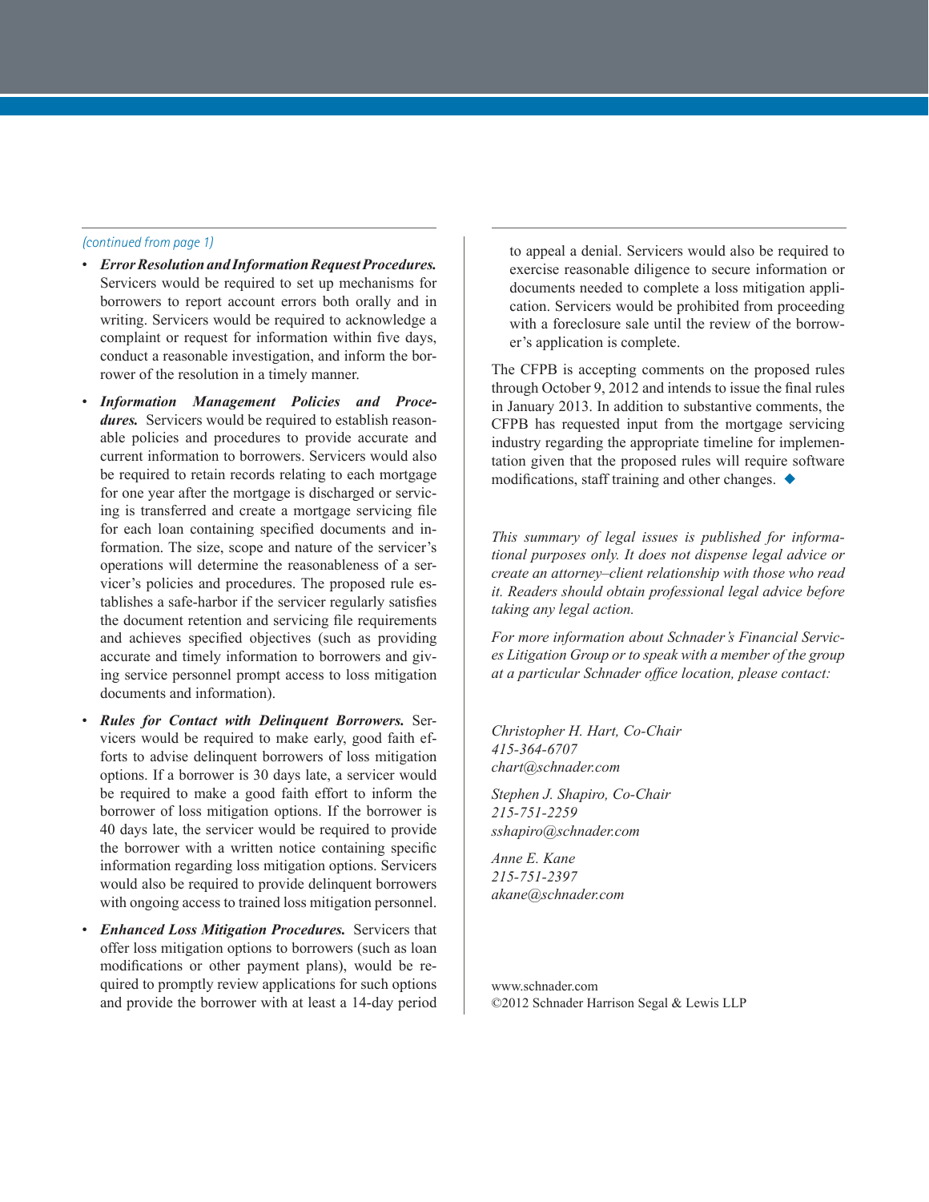*(continued from page 1)*

- ***Error Resolution and Information Request Procedures.*** Servicers would be required to set up mechanisms for borrowers to report account errors both orally and in writing. Servicers would be required to acknowledge a complaint or request for information within five days, conduct a reasonable investigation, and inform the borrower of the resolution in a timely manner.
- ***Information Management Policies and Procedures.*** Servicers would be required to establish reasonable policies and procedures to provide accurate and current information to borrowers. Servicers would also be required to retain records relating to each mortgage for one year after the mortgage is discharged or servicing is transferred and create a mortgage servicing file for each loan containing specified documents and information. The size, scope and nature of the servicer's operations will determine the reasonableness of a servicer's policies and procedures. The proposed rule establishes a safe-harbor if the servicer regularly satisfies the document retention and servicing file requirements and achieves specified objectives (such as providing accurate and timely information to borrowers and giving service personnel prompt access to loss mitigation documents and information).
- ***Rules for Contact with Delinquent Borrowers.*** Servicers would be required to make early, good faith efforts to advise delinquent borrowers of loss mitigation options. If a borrower is 30 days late, a servicer would be required to make a good faith effort to inform the borrower of loss mitigation options. If the borrower is 40 days late, the servicer would be required to provide the borrower with a written notice containing specific information regarding loss mitigation options. Servicers would also be required to provide delinquent borrowers with ongoing access to trained loss mitigation personnel.
- ***Enhanced Loss Mitigation Procedures.*** Servicers that offer loss mitigation options to borrowers (such as loan modifications or other payment plans), would be required to promptly review applications for such options and provide the borrower with at least a 14-day period to appeal a denial. Servicers would also be required to exercise reasonable diligence to secure information or documents needed to complete a loss mitigation application. Servicers would be prohibited from proceeding with a foreclosure sale until the review of the borrower's application is complete.

The CFPB is accepting comments on the proposed rules through October 9, 2012 and intends to issue the final rules in January 2013. In addition to substantive comments, the CFPB has requested input from the mortgage servicing industry regarding the appropriate timeline for implementation given that the proposed rules will require software modifications, staff training and other changes. ◆

*This summary of legal issues is published for informational purposes only. It does not dispense legal advice or create an attorney–client relationship with those who read it. Readers should obtain professional legal advice before taking any legal action.*

*For more information about Schnader's Financial Services Litigation Group or to speak with a member of the group at a particular Schnader office location, please contact:*

*Christopher H. Hart, Co-Chair*
*415-364-6707*
*chart@schnader.com*

*Stephen J. Shapiro, Co-Chair*
*215-751-2259*
*sshapiro@schnader.com*

*Anne E. Kane*
*215-751-2397*
*akane@schnader.com*

www.schnader.com
©2012 Schnader Harrison Segal & Lewis LLP